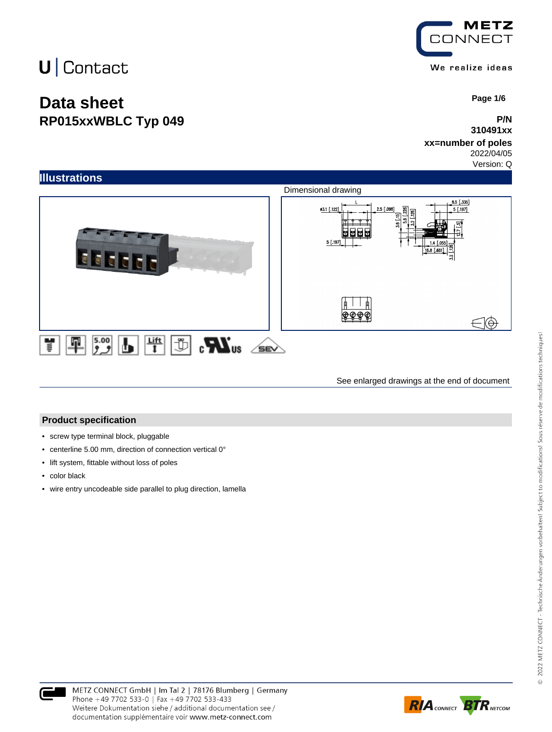U | Contact

# Data sheet
## RP015xxWBLC Typ 049

Page 1/6

**P/N**
**310491xx**
**xx=number of poles**
2022/04/05
Version: Q

## Illustrations

Dimensional drawing

See enlarged drawings at the end of document

## Product specification

- screw type terminal block, pluggable
- centerline 5.00 mm, direction of connection vertical 0°
- lift system, fittable without loss of poles
- color black
- wire entry uncodeable side parallel to plug direction, lamella

METZ CONNECT GmbH | Im Tal 2 | 78176 Blumberg | Germany
Phone +49 7702 533-0 | Fax +49 7702 533-433
Weitere Dokumentation siehe / additional documentation see /
documentation supplémentaire voir www.metz-connect.com

© 2022 METZ CONNECT - Technische Änderungen vorbehalten! Subject to modifications! Sous réserve de modifications techniques!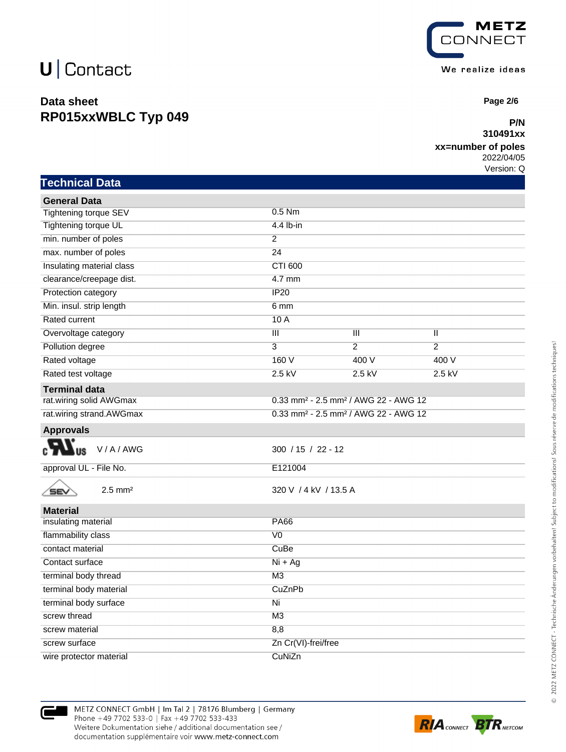# U | Contact

**Data sheet**
**RP015xxWBLC Typ 049**

**P/N**
**310491xx**
**xx=number of poles**
2022/04/05
Version: Q

## Technical Data

| General Data | | | |
|---|---|---|---|
| Tightening torque SEV | 0.5 Nm | | |
| Tightening torque UL | 4.4 lb-in | | |
| min. number of poles | 2 | | |
| max. number of poles | 24 | | |
| Insulating material class | CTI 600 | | |
| clearance/creepage dist. | 4.7 mm | | |
| Protection category | IP20 | | |
| Min. insul. strip length | 6 mm | | |
| Rated current | 10 A | | |
| Overvoltage category | III | III | II |
| Pollution degree | 3 | 2 | 2 |
| Rated voltage | 160 V | 400 V | 400 V |
| Rated test voltage | 2.5 kV | 2.5 kV | 2.5 kV |

| Terminal data | |
|---|---|
| rat.wiring solid AWGmax | 0.33 mm² - 2.5 mm² / AWG 22 - AWG 12 |
| rat.wiring strand.AWGmax | 0.33 mm² - 2.5 mm² / AWG 22 - AWG 12 |

| Approvals | |
|---|---|
| cULus V / A / AWG | 300 / 15 / 22 - 12 |
| approval UL - File No. | E121004 |
| SEV 2.5 mm² | 320 V / 4 kV / 13.5 A |

| Material | |
|---|---|
| insulating material | PA66 |
| flammability class | V0 |
| contact material | CuBe |
| Contact surface | Ni + Ag |
| terminal body thread | M3 |
| terminal body material | CuZnPb |
| terminal body surface | Ni |
| screw thread | M3 |
| screw material | 8,8 |
| screw surface | Zn Cr(VI)-frei/free |
| wire protector material | CuNiZn |

METZ CONNECT GmbH | Im Tal 2 | 78176 Blumberg | Germany
Phone +49 7702 533-0 | Fax +49 7702 533-433
Weitere Dokumentation siehe / additional documentation see /
documentation supplémentaire voir www.metz-connect.com

© 2022 METZ CONNECT - Technische Änderungen vorbehalten! Subject to modifications! Sous réserve de modifications techniques!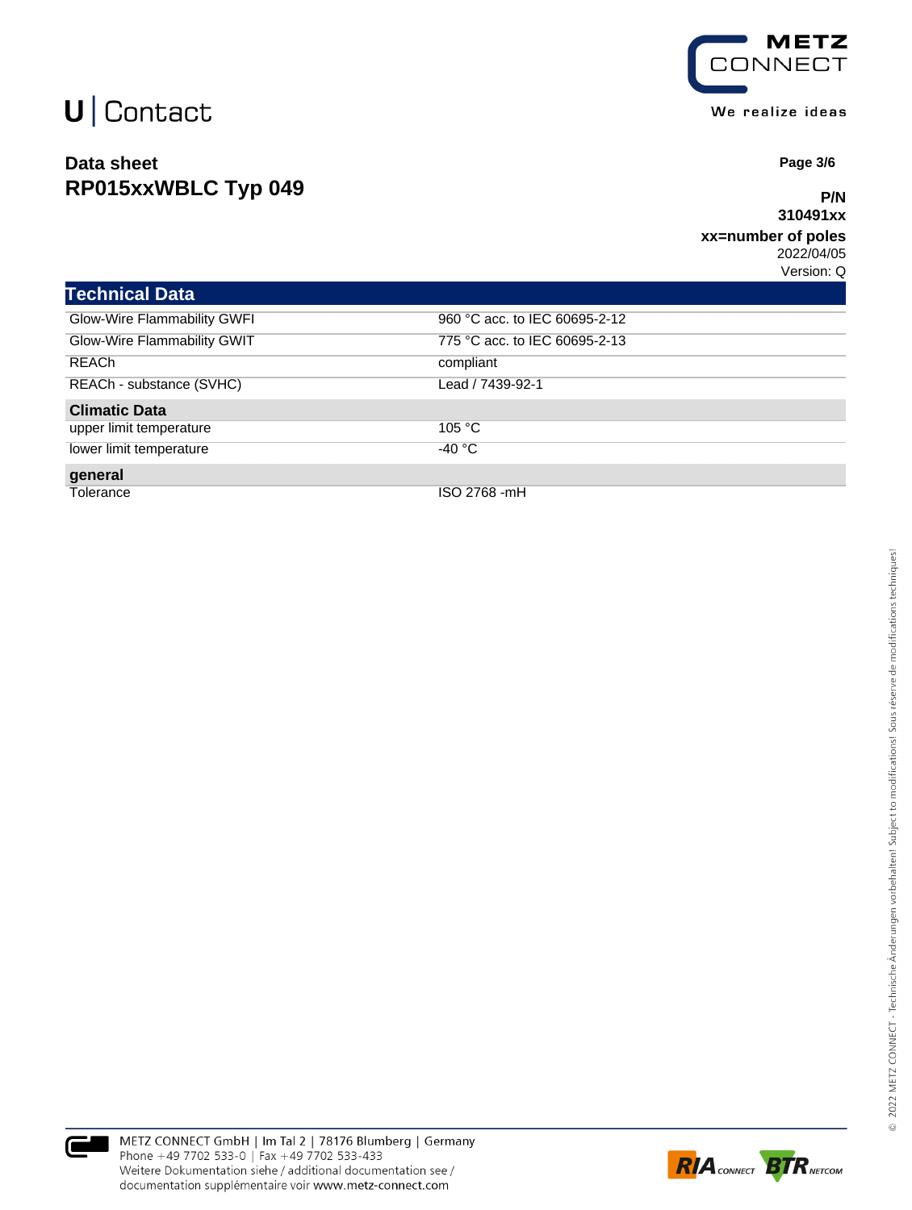## Data sheet
## RP015xxWBLC Typ 049

**P/N**
**310491xx**
**xx=number of poles**
2022/04/05
Version: Q

## Technical Data

| | |
|---|---|
| Glow-Wire Flammability GWFI | 960 °C acc. to IEC 60695-2-12 |
| Glow-Wire Flammability GWIT | 775 °C acc. to IEC 60695-2-13 |
| REACh | compliant |
| REACh - substance (SVHC) | Lead / 7439-92-1 |
| **Climatic Data** | |
| upper limit temperature | 105 °C |
| lower limit temperature | -40 °C |
| **general** | |
| Tolerance | ISO 2768 -mH |

METZ CONNECT GmbH | Im Tal 2 | 78176 Blumberg | Germany
Phone +49 7702 533-0 | Fax +49 7702 533-433
Weitere Dokumentation siehe / additional documentation see /
documentation supplémentaire voir www.metz-connect.com

© 2022 METZ CONNECT - Technische Änderungen vorbehalten! Subject to modifications! Sous réserve de modifications techniques!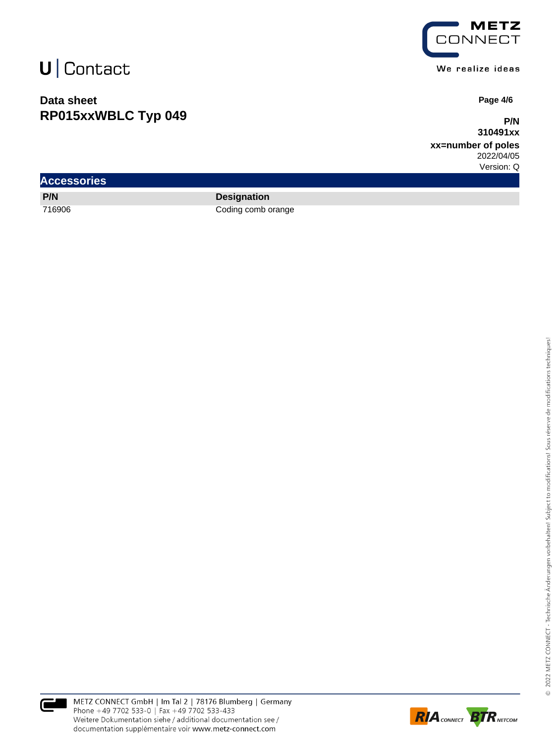U | Contact

**Data sheet**
# RP015xxWBLC Typ 049

**P/N**
**310491xx**
**xx=number of poles**
2022/04/05
Version: Q

## Accessories

| P/N | Designation |
|---|---|
| 716906 | Coding comb orange |

METZ CONNECT GmbH | Im Tal 2 | 78176 Blumberg | Germany
Phone +49 7702 533-0 | Fax +49 7702 533-433
Weitere Dokumentation siehe / additional documentation see /
documentation supplémentaire voir www.metz-connect.com

© 2022 METZ CONNECT - Technische Änderungen vorbehalten! Subject to modifications! Sous réserve de modifications techniques!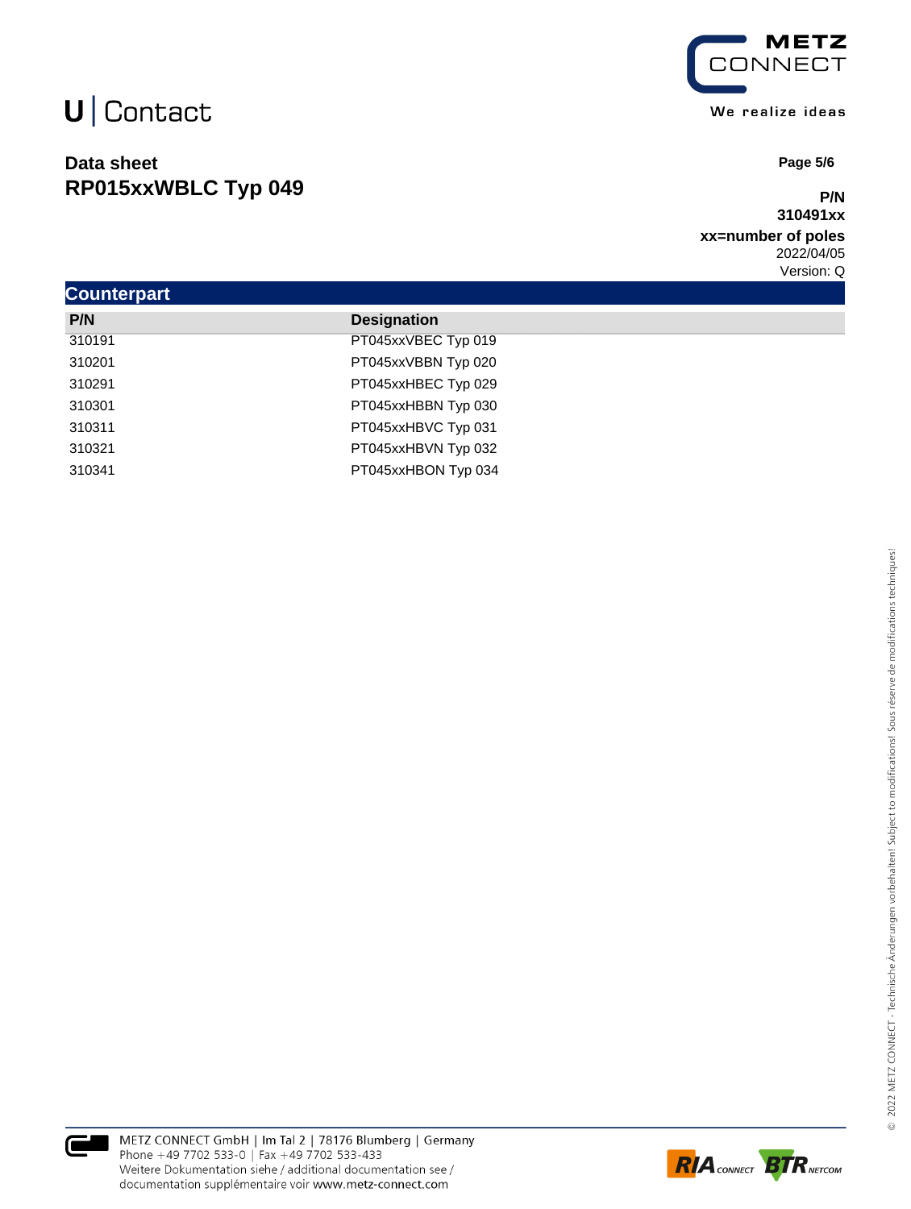## Counterpart

| P/N | Designation |
| --- | --- |
| 310191 | PT045xxVBEC Typ 019 |
| 310201 | PT045xxVBBN Typ 020 |
| 310291 | PT045xxHBEC Typ 029 |
| 310301 | PT045xxHBBN Typ 030 |
| 310311 | PT045xxHBVC Typ 031 |
| 310321 | PT045xxHBVN Typ 032 |
| 310341 | PT045xxHBON Typ 034 |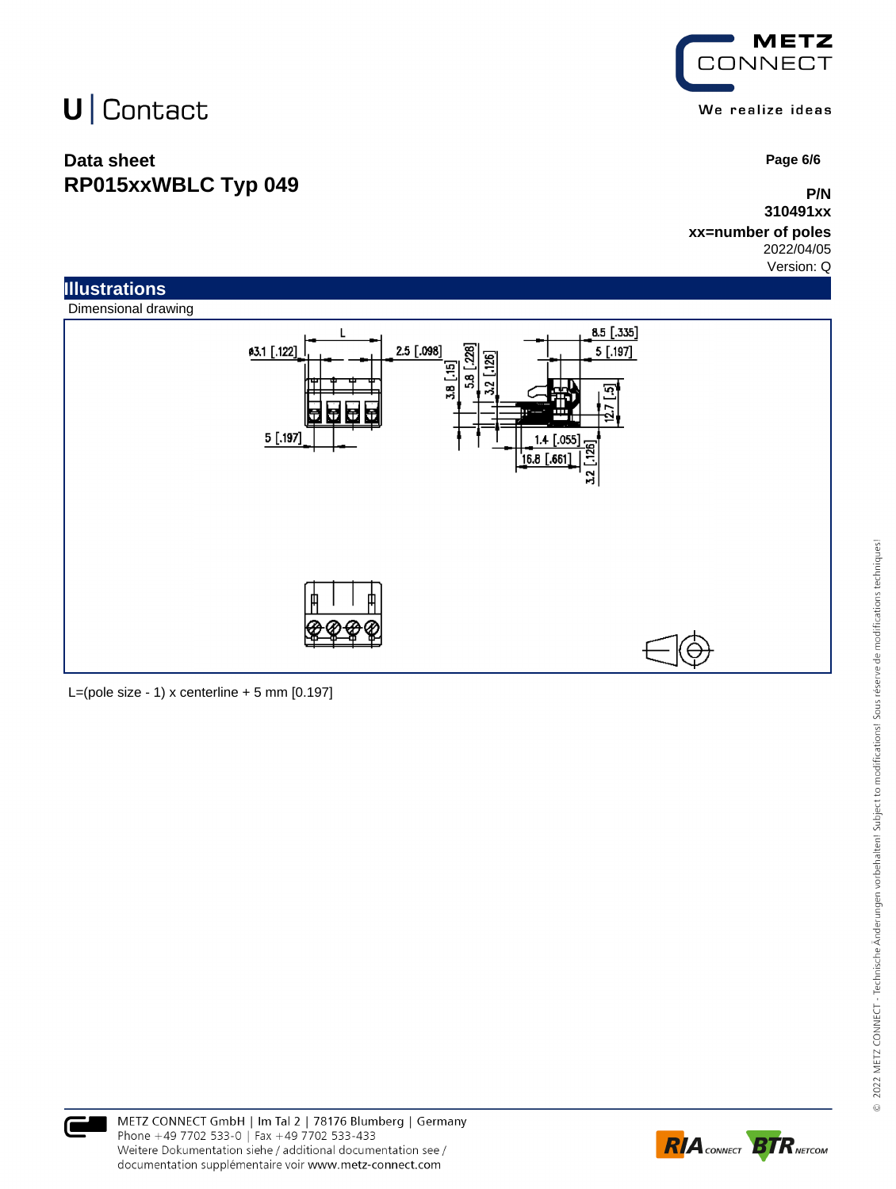# Data sheet
# RP015xxWBLC Typ 049

Page 6/6

**P/N**
**310491xx**
**xx=number of poles**
2022/04/05
Version: Q

## Illustrations

Dimensional drawing

L
ø3.1 [.122]
2.5 [.098]
5 [.197]
3.8 [.15]
5.8 [.228]
3.2 [.126]
8.5 [.335]
5 [.197]
12.7 [.5]
1.4 [.055]
16.8 [.661]
3.2 [.126]

L=(pole size - 1) x centerline + 5 mm [0.197]

METZ CONNECT GmbH | Im Tal 2 | 78176 Blumberg | Germany
Phone +49 7702 533-0 | Fax +49 7702 533-433
Weitere Dokumentation siehe / additional documentation see /
documentation supplémentaire voir www.metz-connect.com